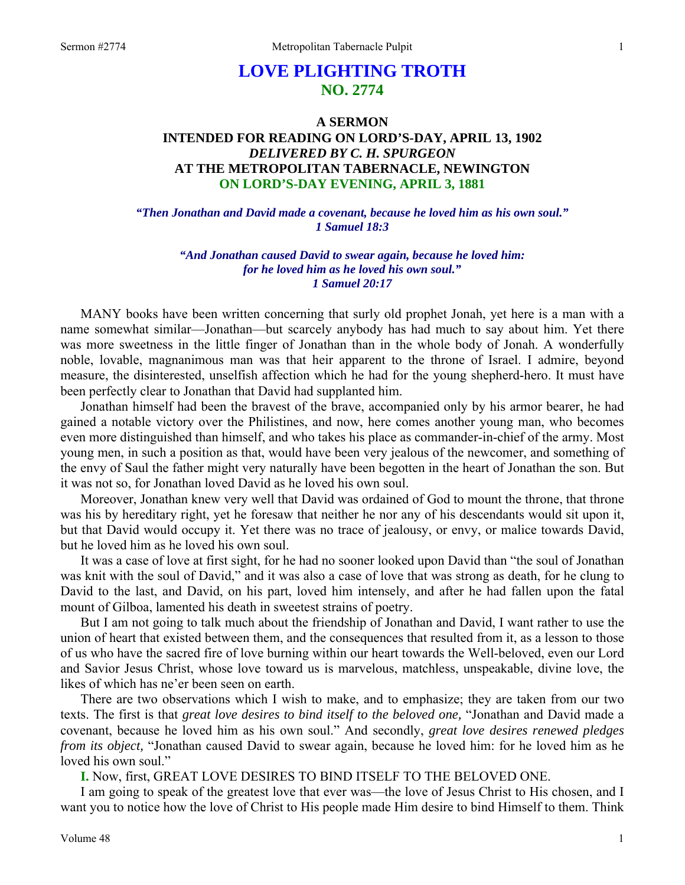# LOVE PLIGHTING TROTH
## NO. 2774

### A SERMON
### INTENDED FOR READING ON LORD'S-DAY, APRIL 13, 1902
### *DELIVERED BY C. H. SPURGEON*
### AT THE METROPOLITAN TABERNACLE, NEWINGTON
### ON LORD'S-DAY EVENING, APRIL 3, 1881

***"Then Jonathan and David made a covenant, because he loved him as his own soul."***
***1 Samuel 18:3***

***"And Jonathan caused David to swear again, because he loved him: for he loved him as he loved his own soul."***
***1 Samuel 20:17***

MANY books have been written concerning that surly old prophet Jonah, yet here is a man with a name somewhat similar—Jonathan—but scarcely anybody has had much to say about him. Yet there was more sweetness in the little finger of Jonathan than in the whole body of Jonah. A wonderfully noble, lovable, magnanimous man was that heir apparent to the throne of Israel. I admire, beyond measure, the disinterested, unselfish affection which he had for the young shepherd-hero. It must have been perfectly clear to Jonathan that David had supplanted him.

Jonathan himself had been the bravest of the brave, accompanied only by his armor bearer, he had gained a notable victory over the Philistines, and now, here comes another young man, who becomes even more distinguished than himself, and who takes his place as commander-in-chief of the army. Most young men, in such a position as that, would have been very jealous of the newcomer, and something of the envy of Saul the father might very naturally have been begotten in the heart of Jonathan the son. But it was not so, for Jonathan loved David as he loved his own soul.

Moreover, Jonathan knew very well that David was ordained of God to mount the throne, that throne was his by hereditary right, yet he foresaw that neither he nor any of his descendants would sit upon it, but that David would occupy it. Yet there was no trace of jealousy, or envy, or malice towards David, but he loved him as he loved his own soul.

It was a case of love at first sight, for he had no sooner looked upon David than "the soul of Jonathan was knit with the soul of David," and it was also a case of love that was strong as death, for he clung to David to the last, and David, on his part, loved him intensely, and after he had fallen upon the fatal mount of Gilboa, lamented his death in sweetest strains of poetry.

But I am not going to talk much about the friendship of Jonathan and David, I want rather to use the union of heart that existed between them, and the consequences that resulted from it, as a lesson to those of us who have the sacred fire of love burning within our heart towards the Well-beloved, even our Lord and Savior Jesus Christ, whose love toward us is marvelous, matchless, unspeakable, divine love, the likes of which has ne'er been seen on earth.

There are two observations which I wish to make, and to emphasize; they are taken from our two texts. The first is that *great love desires to bind itself to the beloved one,* "Jonathan and David made a covenant, because he loved him as his own soul." And secondly, *great love desires renewed pledges from its object,* "Jonathan caused David to swear again, because he loved him: for he loved him as he loved his own soul."

**I.** Now, first, GREAT LOVE DESIRES TO BIND ITSELF TO THE BELOVED ONE.

I am going to speak of the greatest love that ever was—the love of Jesus Christ to His chosen, and I want you to notice how the love of Christ to His people made Him desire to bind Himself to them. Think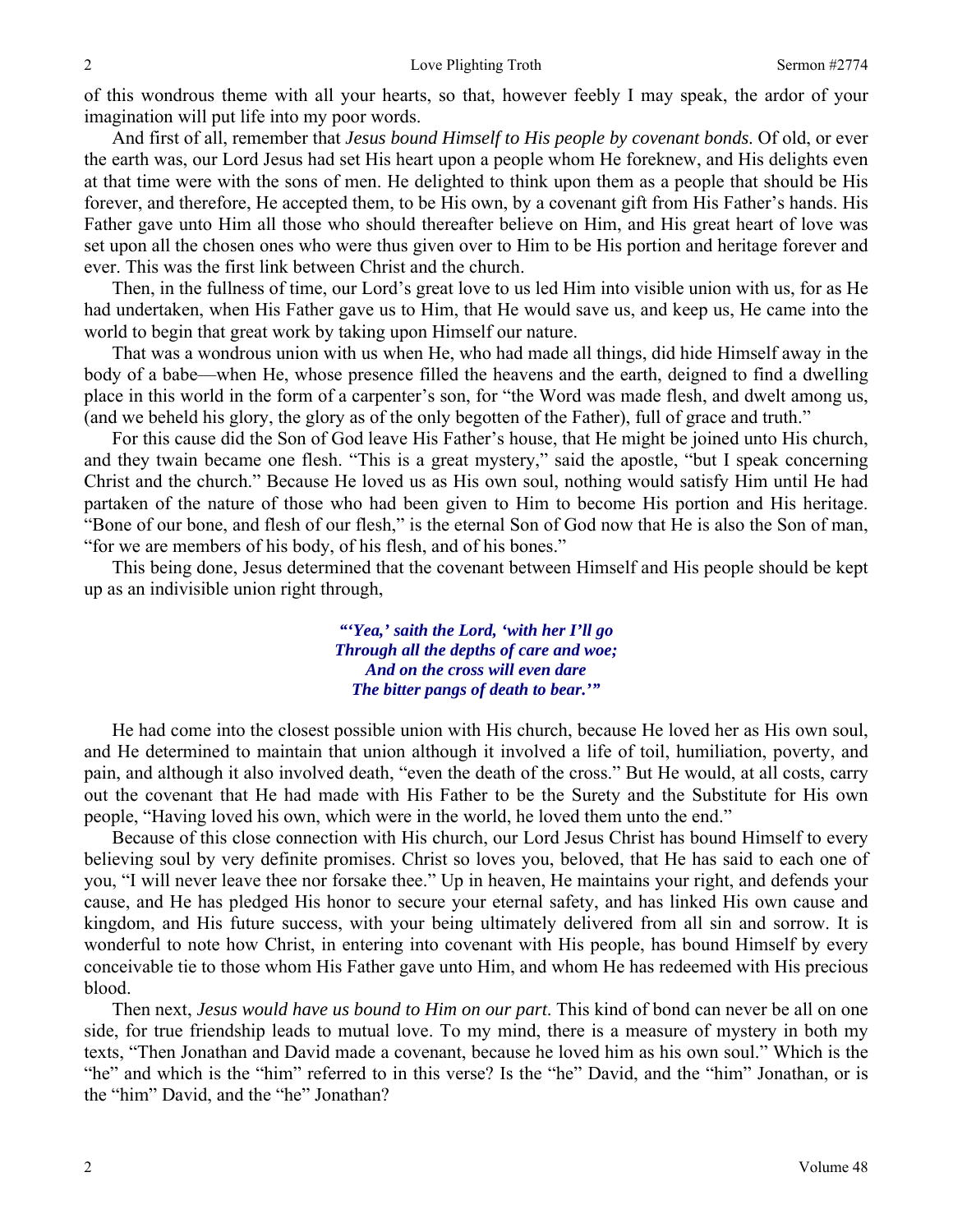of this wondrous theme with all your hearts, so that, however feebly I may speak, the ardor of your imagination will put life into my poor words.

And first of all, remember that *Jesus bound Himself to His people by covenant bonds*. Of old, or ever the earth was, our Lord Jesus had set His heart upon a people whom He foreknew, and His delights even at that time were with the sons of men. He delighted to think upon them as a people that should be His forever, and therefore, He accepted them, to be His own, by a covenant gift from His Father's hands. His Father gave unto Him all those who should thereafter believe on Him, and His great heart of love was set upon all the chosen ones who were thus given over to Him to be His portion and heritage forever and ever. This was the first link between Christ and the church.

Then, in the fullness of time, our Lord's great love to us led Him into visible union with us, for as He had undertaken, when His Father gave us to Him, that He would save us, and keep us, He came into the world to begin that great work by taking upon Himself our nature.

That was a wondrous union with us when He, who had made all things, did hide Himself away in the body of a babe—when He, whose presence filled the heavens and the earth, deigned to find a dwelling place in this world in the form of a carpenter's son, for "the Word was made flesh, and dwelt among us, (and we beheld his glory, the glory as of the only begotten of the Father), full of grace and truth."

For this cause did the Son of God leave His Father's house, that He might be joined unto His church, and they twain became one flesh. "This is a great mystery," said the apostle, "but I speak concerning Christ and the church." Because He loved us as His own soul, nothing would satisfy Him until He had partaken of the nature of those who had been given to Him to become His portion and His heritage. "Bone of our bone, and flesh of our flesh," is the eternal Son of God now that He is also the Son of man, "for we are members of his body, of his flesh, and of his bones."

This being done, Jesus determined that the covenant between Himself and His people should be kept up as an indivisible union right through,

> ***"'Yea,' saith the Lord, 'with her I'll go***
> ***Through all the depths of care and woe;***
> ***And on the cross will even dare***
> ***The bitter pangs of death to bear.'"***

He had come into the closest possible union with His church, because He loved her as His own soul, and He determined to maintain that union although it involved a life of toil, humiliation, poverty, and pain, and although it also involved death, "even the death of the cross." But He would, at all costs, carry out the covenant that He had made with His Father to be the Surety and the Substitute for His own people, "Having loved his own, which were in the world, he loved them unto the end."

Because of this close connection with His church, our Lord Jesus Christ has bound Himself to every believing soul by very definite promises. Christ so loves you, beloved, that He has said to each one of you, "I will never leave thee nor forsake thee." Up in heaven, He maintains your right, and defends your cause, and He has pledged His honor to secure your eternal safety, and has linked His own cause and kingdom, and His future success, with your being ultimately delivered from all sin and sorrow. It is wonderful to note how Christ, in entering into covenant with His people, has bound Himself by every conceivable tie to those whom His Father gave unto Him, and whom He has redeemed with His precious blood.

Then next, *Jesus would have us bound to Him on our part*. This kind of bond can never be all on one side, for true friendship leads to mutual love. To my mind, there is a measure of mystery in both my texts, "Then Jonathan and David made a covenant, because he loved him as his own soul." Which is the "he" and which is the "him" referred to in this verse? Is the "he" David, and the "him" Jonathan, or is the "him" David, and the "he" Jonathan?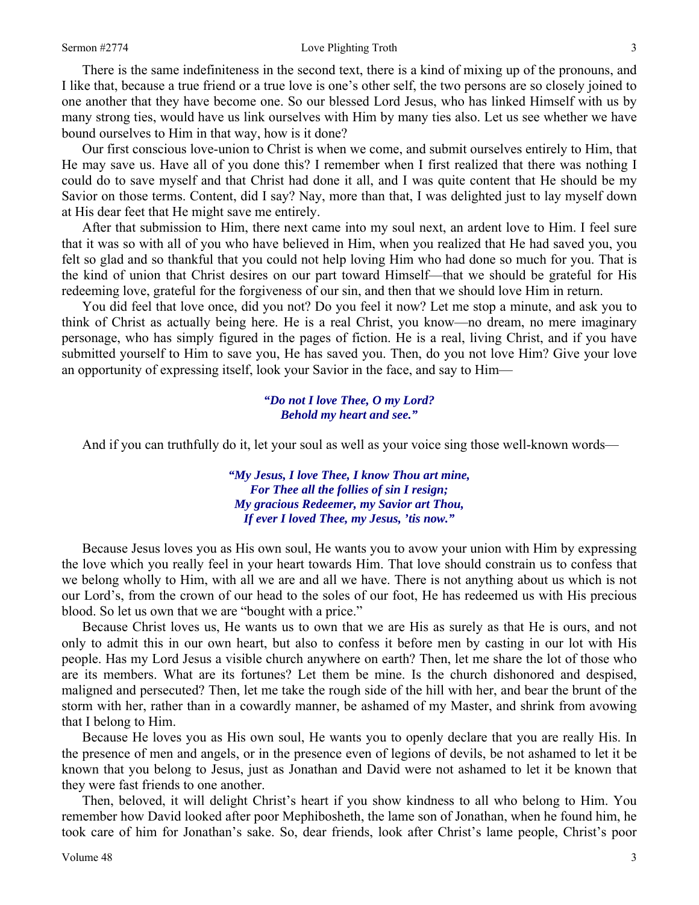There is the same indefiniteness in the second text, there is a kind of mixing up of the pronouns, and I like that, because a true friend or a true love is one's other self, the two persons are so closely joined to one another that they have become one. So our blessed Lord Jesus, who has linked Himself with us by many strong ties, would have us link ourselves with Him by many ties also. Let us see whether we have bound ourselves to Him in that way, how is it done?

Our first conscious love-union to Christ is when we come, and submit ourselves entirely to Him, that He may save us. Have all of you done this? I remember when I first realized that there was nothing I could do to save myself and that Christ had done it all, and I was quite content that He should be my Savior on those terms. Content, did I say? Nay, more than that, I was delighted just to lay myself down at His dear feet that He might save me entirely.

After that submission to Him, there next came into my soul next, an ardent love to Him. I feel sure that it was so with all of you who have believed in Him, when you realized that He had saved you, you felt so glad and so thankful that you could not help loving Him who had done so much for you. That is the kind of union that Christ desires on our part toward Himself—that we should be grateful for His redeeming love, grateful for the forgiveness of our sin, and then that we should love Him in return.

You did feel that love once, did you not? Do you feel it now? Let me stop a minute, and ask you to think of Christ as actually being here. He is a real Christ, you know—no dream, no mere imaginary personage, who has simply figured in the pages of fiction. He is a real, living Christ, and if you have submitted yourself to Him to save you, He has saved you. Then, do you not love Him? Give your love an opportunity of expressing itself, look your Savior in the face, and say to Him—

> ***"Do not I love Thee, O my Lord?***
> ***Behold my heart and see."***

And if you can truthfully do it, let your soul as well as your voice sing those well-known words—

> ***"My Jesus, I love Thee, I know Thou art mine,***
> ***For Thee all the follies of sin I resign;***
> ***My gracious Redeemer, my Savior art Thou,***
> ***If ever I loved Thee, my Jesus, 'tis now."***

Because Jesus loves you as His own soul, He wants you to avow your union with Him by expressing the love which you really feel in your heart towards Him. That love should constrain us to confess that we belong wholly to Him, with all we are and all we have. There is not anything about us which is not our Lord's, from the crown of our head to the soles of our foot, He has redeemed us with His precious blood. So let us own that we are "bought with a price."

Because Christ loves us, He wants us to own that we are His as surely as that He is ours, and not only to admit this in our own heart, but also to confess it before men by casting in our lot with His people. Has my Lord Jesus a visible church anywhere on earth? Then, let me share the lot of those who are its members. What are its fortunes? Let them be mine. Is the church dishonored and despised, maligned and persecuted? Then, let me take the rough side of the hill with her, and bear the brunt of the storm with her, rather than in a cowardly manner, be ashamed of my Master, and shrink from avowing that I belong to Him.

Because He loves you as His own soul, He wants you to openly declare that you are really His. In the presence of men and angels, or in the presence even of legions of devils, be not ashamed to let it be known that you belong to Jesus, just as Jonathan and David were not ashamed to let it be known that they were fast friends to one another.

Then, beloved, it will delight Christ's heart if you show kindness to all who belong to Him. You remember how David looked after poor Mephibosheth, the lame son of Jonathan, when he found him, he took care of him for Jonathan's sake. So, dear friends, look after Christ's lame people, Christ's poor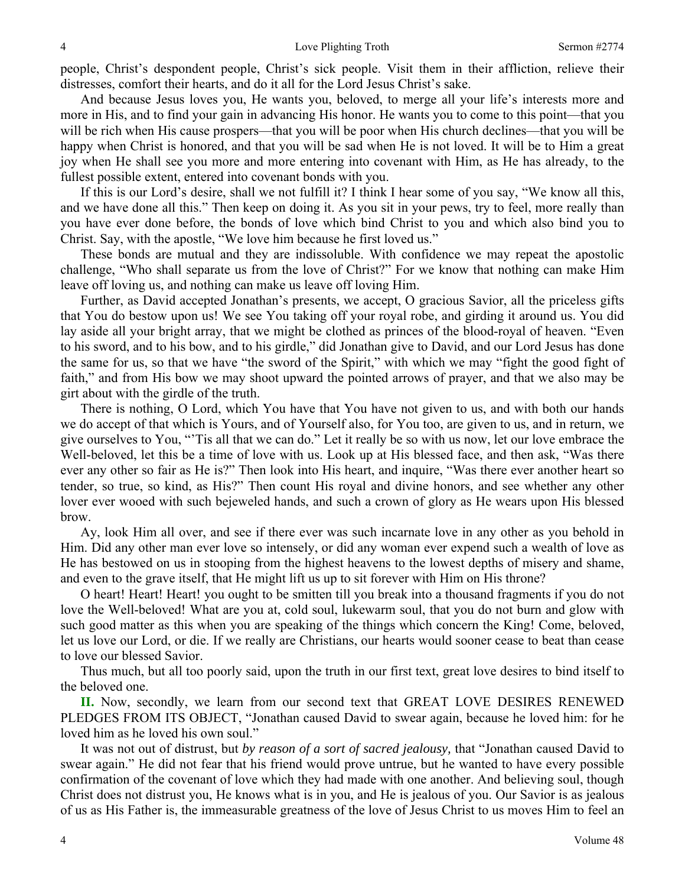people, Christ's despondent people, Christ's sick people. Visit them in their affliction, relieve their distresses, comfort their hearts, and do it all for the Lord Jesus Christ's sake.

And because Jesus loves you, He wants you, beloved, to merge all your life's interests more and more in His, and to find your gain in advancing His honor. He wants you to come to this point—that you will be rich when His cause prospers—that you will be poor when His church declines—that you will be happy when Christ is honored, and that you will be sad when He is not loved. It will be to Him a great joy when He shall see you more and more entering into covenant with Him, as He has already, to the fullest possible extent, entered into covenant bonds with you.

If this is our Lord's desire, shall we not fulfill it? I think I hear some of you say, "We know all this, and we have done all this." Then keep on doing it. As you sit in your pews, try to feel, more really than you have ever done before, the bonds of love which bind Christ to you and which also bind you to Christ. Say, with the apostle, "We love him because he first loved us."

These bonds are mutual and they are indissoluble. With confidence we may repeat the apostolic challenge, "Who shall separate us from the love of Christ?" For we know that nothing can make Him leave off loving us, and nothing can make us leave off loving Him.

Further, as David accepted Jonathan's presents, we accept, O gracious Savior, all the priceless gifts that You do bestow upon us! We see You taking off your royal robe, and girding it around us. You did lay aside all your bright array, that we might be clothed as princes of the blood-royal of heaven. "Even to his sword, and to his bow, and to his girdle," did Jonathan give to David, and our Lord Jesus has done the same for us, so that we have "the sword of the Spirit," with which we may "fight the good fight of faith," and from His bow we may shoot upward the pointed arrows of prayer, and that we also may be girt about with the girdle of the truth.

There is nothing, O Lord, which You have that You have not given to us, and with both our hands we do accept of that which is Yours, and of Yourself also, for You too, are given to us, and in return, we give ourselves to You, "'Tis all that we can do." Let it really be so with us now, let our love embrace the Well-beloved, let this be a time of love with us. Look up at His blessed face, and then ask, "Was there ever any other so fair as He is?" Then look into His heart, and inquire, "Was there ever another heart so tender, so true, so kind, as His?" Then count His royal and divine honors, and see whether any other lover ever wooed with such bejeweled hands, and such a crown of glory as He wears upon His blessed brow.

Ay, look Him all over, and see if there ever was such incarnate love in any other as you behold in Him. Did any other man ever love so intensely, or did any woman ever expend such a wealth of love as He has bestowed on us in stooping from the highest heavens to the lowest depths of misery and shame, and even to the grave itself, that He might lift us up to sit forever with Him on His throne?

O heart! Heart! Heart! you ought to be smitten till you break into a thousand fragments if you do not love the Well-beloved! What are you at, cold soul, lukewarm soul, that you do not burn and glow with such good matter as this when you are speaking of the things which concern the King! Come, beloved, let us love our Lord, or die. If we really are Christians, our hearts would sooner cease to beat than cease to love our blessed Savior.

Thus much, but all too poorly said, upon the truth in our first text, great love desires to bind itself to the beloved one.

**II.** Now, secondly, we learn from our second text that GREAT LOVE DESIRES RENEWED PLEDGES FROM ITS OBJECT, "Jonathan caused David to swear again, because he loved him: for he loved him as he loved his own soul."

It was not out of distrust, but *by reason of a sort of sacred jealousy,* that "Jonathan caused David to swear again." He did not fear that his friend would prove untrue, but he wanted to have every possible confirmation of the covenant of love which they had made with one another. And believing soul, though Christ does not distrust you, He knows what is in you, and He is jealous of you. Our Savior is as jealous of us as His Father is, the immeasurable greatness of the love of Jesus Christ to us moves Him to feel an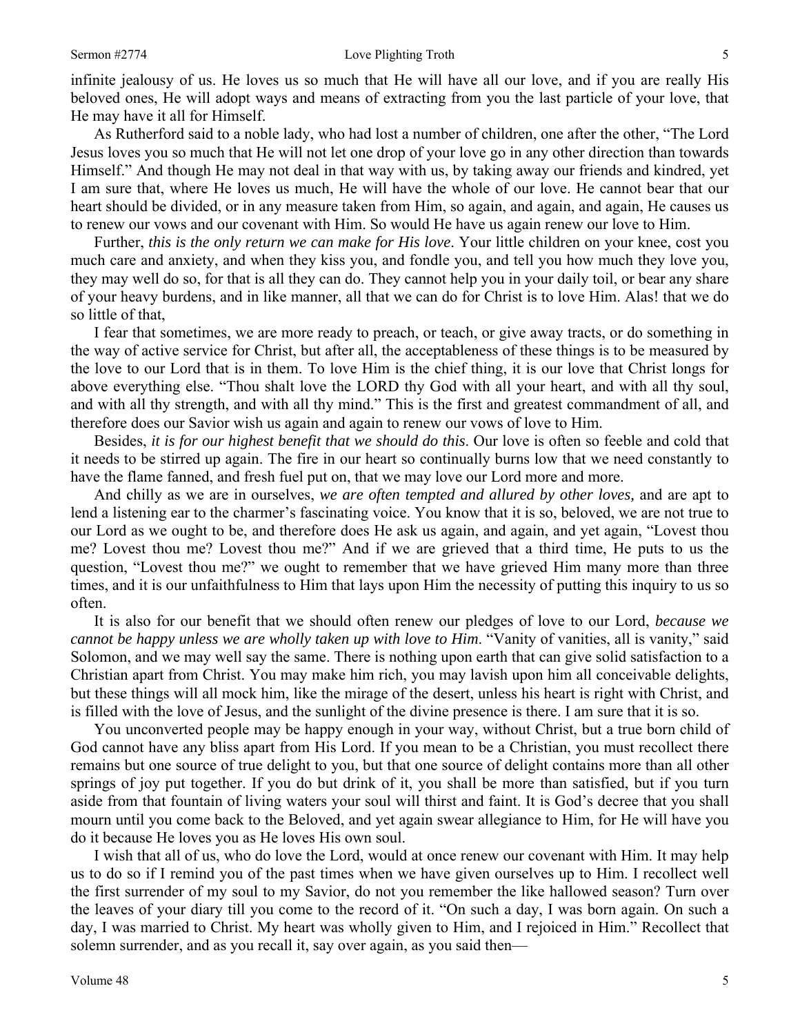infinite jealousy of us. He loves us so much that He will have all our love, and if you are really His beloved ones, He will adopt ways and means of extracting from you the last particle of your love, that He may have it all for Himself.

As Rutherford said to a noble lady, who had lost a number of children, one after the other, "The Lord Jesus loves you so much that He will not let one drop of your love go in any other direction than towards Himself." And though He may not deal in that way with us, by taking away our friends and kindred, yet I am sure that, where He loves us much, He will have the whole of our love. He cannot bear that our heart should be divided, or in any measure taken from Him, so again, and again, and again, He causes us to renew our vows and our covenant with Him. So would He have us again renew our love to Him.

Further, *this is the only return we can make for His love*. Your little children on your knee, cost you much care and anxiety, and when they kiss you, and fondle you, and tell you how much they love you, they may well do so, for that is all they can do. They cannot help you in your daily toil, or bear any share of your heavy burdens, and in like manner, all that we can do for Christ is to love Him. Alas! that we do so little of that,

I fear that sometimes, we are more ready to preach, or teach, or give away tracts, or do something in the way of active service for Christ, but after all, the acceptableness of these things is to be measured by the love to our Lord that is in them. To love Him is the chief thing, it is our love that Christ longs for above everything else. "Thou shalt love the LORD thy God with all your heart, and with all thy soul, and with all thy strength, and with all thy mind." This is the first and greatest commandment of all, and therefore does our Savior wish us again and again to renew our vows of love to Him.

Besides, *it is for our highest benefit that we should do this*. Our love is often so feeble and cold that it needs to be stirred up again. The fire in our heart so continually burns low that we need constantly to have the flame fanned, and fresh fuel put on, that we may love our Lord more and more.

And chilly as we are in ourselves, *we are often tempted and allured by other loves,* and are apt to lend a listening ear to the charmer's fascinating voice. You know that it is so, beloved, we are not true to our Lord as we ought to be, and therefore does He ask us again, and again, and yet again, "Lovest thou me? Lovest thou me? Lovest thou me?" And if we are grieved that a third time, He puts to us the question, "Lovest thou me?" we ought to remember that we have grieved Him many more than three times, and it is our unfaithfulness to Him that lays upon Him the necessity of putting this inquiry to us so often.

It is also for our benefit that we should often renew our pledges of love to our Lord, *because we cannot be happy unless we are wholly taken up with love to Him*. "Vanity of vanities, all is vanity," said Solomon, and we may well say the same. There is nothing upon earth that can give solid satisfaction to a Christian apart from Christ. You may make him rich, you may lavish upon him all conceivable delights, but these things will all mock him, like the mirage of the desert, unless his heart is right with Christ, and is filled with the love of Jesus, and the sunlight of the divine presence is there. I am sure that it is so.

You unconverted people may be happy enough in your way, without Christ, but a true born child of God cannot have any bliss apart from His Lord. If you mean to be a Christian, you must recollect there remains but one source of true delight to you, but that one source of delight contains more than all other springs of joy put together. If you do but drink of it, you shall be more than satisfied, but if you turn aside from that fountain of living waters your soul will thirst and faint. It is God's decree that you shall mourn until you come back to the Beloved, and yet again swear allegiance to Him, for He will have you do it because He loves you as He loves His own soul.

I wish that all of us, who do love the Lord, would at once renew our covenant with Him. It may help us to do so if I remind you of the past times when we have given ourselves up to Him. I recollect well the first surrender of my soul to my Savior, do not you remember the like hallowed season? Turn over the leaves of your diary till you come to the record of it. "On such a day, I was born again. On such a day, I was married to Christ. My heart was wholly given to Him, and I rejoiced in Him." Recollect that solemn surrender, and as you recall it, say over again, as you said then—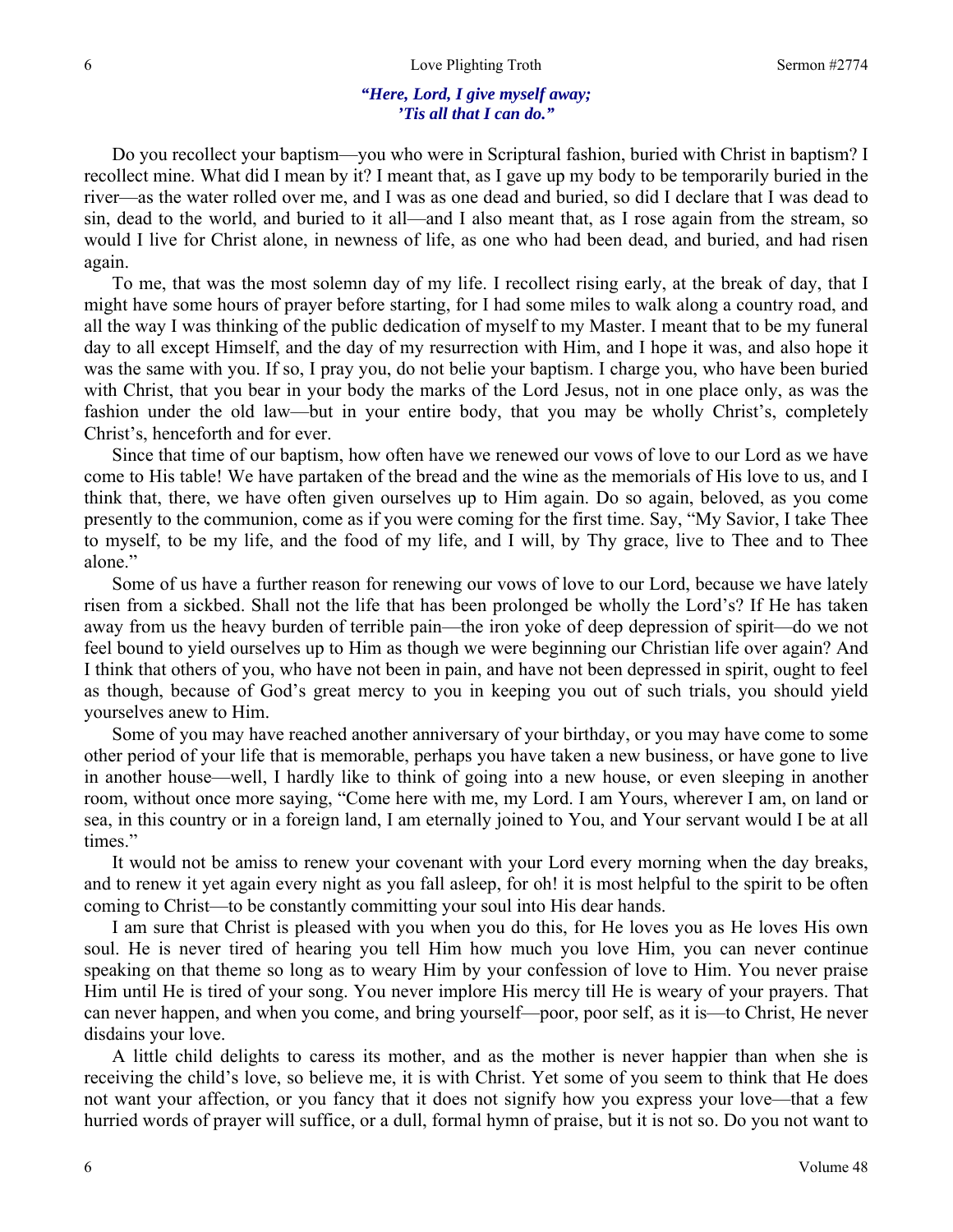*"Here, Lord, I give myself away;*
*'Tis all that I can do."*

Do you recollect your baptism—you who were in Scriptural fashion, buried with Christ in baptism? I recollect mine. What did I mean by it? I meant that, as I gave up my body to be temporarily buried in the river—as the water rolled over me, and I was as one dead and buried, so did I declare that I was dead to sin, dead to the world, and buried to it all—and I also meant that, as I rose again from the stream, so would I live for Christ alone, in newness of life, as one who had been dead, and buried, and had risen again.

To me, that was the most solemn day of my life. I recollect rising early, at the break of day, that I might have some hours of prayer before starting, for I had some miles to walk along a country road, and all the way I was thinking of the public dedication of myself to my Master. I meant that to be my funeral day to all except Himself, and the day of my resurrection with Him, and I hope it was, and also hope it was the same with you. If so, I pray you, do not belie your baptism. I charge you, who have been buried with Christ, that you bear in your body the marks of the Lord Jesus, not in one place only, as was the fashion under the old law—but in your entire body, that you may be wholly Christ's, completely Christ's, henceforth and for ever.

Since that time of our baptism, how often have we renewed our vows of love to our Lord as we have come to His table! We have partaken of the bread and the wine as the memorials of His love to us, and I think that, there, we have often given ourselves up to Him again. Do so again, beloved, as you come presently to the communion, come as if you were coming for the first time. Say, "My Savior, I take Thee to myself, to be my life, and the food of my life, and I will, by Thy grace, live to Thee and to Thee alone."

Some of us have a further reason for renewing our vows of love to our Lord, because we have lately risen from a sickbed. Shall not the life that has been prolonged be wholly the Lord's? If He has taken away from us the heavy burden of terrible pain—the iron yoke of deep depression of spirit—do we not feel bound to yield ourselves up to Him as though we were beginning our Christian life over again? And I think that others of you, who have not been in pain, and have not been depressed in spirit, ought to feel as though, because of God's great mercy to you in keeping you out of such trials, you should yield yourselves anew to Him.

Some of you may have reached another anniversary of your birthday, or you may have come to some other period of your life that is memorable, perhaps you have taken a new business, or have gone to live in another house—well, I hardly like to think of going into a new house, or even sleeping in another room, without once more saying, "Come here with me, my Lord. I am Yours, wherever I am, on land or sea, in this country or in a foreign land, I am eternally joined to You, and Your servant would I be at all times."

It would not be amiss to renew your covenant with your Lord every morning when the day breaks, and to renew it yet again every night as you fall asleep, for oh! it is most helpful to the spirit to be often coming to Christ—to be constantly committing your soul into His dear hands.

I am sure that Christ is pleased with you when you do this, for He loves you as He loves His own soul. He is never tired of hearing you tell Him how much you love Him, you can never continue speaking on that theme so long as to weary Him by your confession of love to Him. You never praise Him until He is tired of your song. You never implore His mercy till He is weary of your prayers. That can never happen, and when you come, and bring yourself—poor, poor self, as it is—to Christ, He never disdains your love.

A little child delights to caress its mother, and as the mother is never happier than when she is receiving the child's love, so believe me, it is with Christ. Yet some of you seem to think that He does not want your affection, or you fancy that it does not signify how you express your love—that a few hurried words of prayer will suffice, or a dull, formal hymn of praise, but it is not so. Do you not want to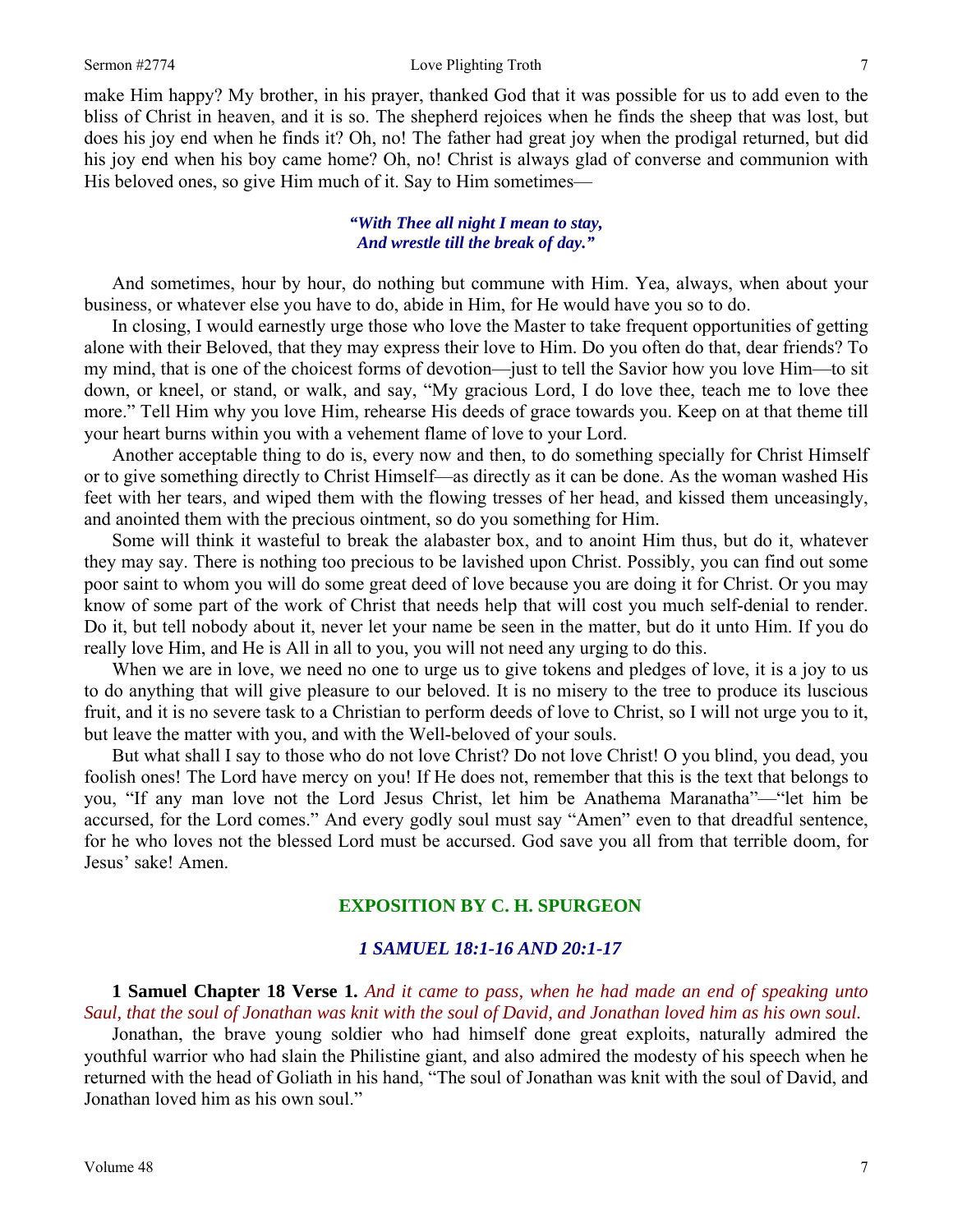make Him happy? My brother, in his prayer, thanked God that it was possible for us to add even to the bliss of Christ in heaven, and it is so. The shepherd rejoices when he finds the sheep that was lost, but does his joy end when he finds it? Oh, no! The father had great joy when the prodigal returned, but did his joy end when his boy came home? Oh, no! Christ is always glad of converse and communion with His beloved ones, so give Him much of it. Say to Him sometimes—

> ***"With Thee all night I mean to stay,***
> ***And wrestle till the break of day."***

And sometimes, hour by hour, do nothing but commune with Him. Yea, always, when about your business, or whatever else you have to do, abide in Him, for He would have you so to do.

In closing, I would earnestly urge those who love the Master to take frequent opportunities of getting alone with their Beloved, that they may express their love to Him. Do you often do that, dear friends? To my mind, that is one of the choicest forms of devotion—just to tell the Savior how you love Him—to sit down, or kneel, or stand, or walk, and say, "My gracious Lord, I do love thee, teach me to love thee more." Tell Him why you love Him, rehearse His deeds of grace towards you. Keep on at that theme till your heart burns within you with a vehement flame of love to your Lord.

Another acceptable thing to do is, every now and then, to do something specially for Christ Himself or to give something directly to Christ Himself—as directly as it can be done. As the woman washed His feet with her tears, and wiped them with the flowing tresses of her head, and kissed them unceasingly, and anointed them with the precious ointment, so do you something for Him.

Some will think it wasteful to break the alabaster box, and to anoint Him thus, but do it, whatever they may say. There is nothing too precious to be lavished upon Christ. Possibly, you can find out some poor saint to whom you will do some great deed of love because you are doing it for Christ. Or you may know of some part of the work of Christ that needs help that will cost you much self-denial to render. Do it, but tell nobody about it, never let your name be seen in the matter, but do it unto Him. If you do really love Him, and He is All in all to you, you will not need any urging to do this.

When we are in love, we need no one to urge us to give tokens and pledges of love, it is a joy to us to do anything that will give pleasure to our beloved. It is no misery to the tree to produce its luscious fruit, and it is no severe task to a Christian to perform deeds of love to Christ, so I will not urge you to it, but leave the matter with you, and with the Well-beloved of your souls.

But what shall I say to those who do not love Christ? Do not love Christ! O you blind, you dead, you foolish ones! The Lord have mercy on you! If He does not, remember that this is the text that belongs to you, "If any man love not the Lord Jesus Christ, let him be Anathema Maranatha"—"let him be accursed, for the Lord comes." And every godly soul must say "Amen" even to that dreadful sentence, for he who loves not the blessed Lord must be accursed. God save you all from that terrible doom, for Jesus' sake! Amen.

## EXPOSITION BY C. H. SPURGEON

### *1 SAMUEL 18:1-16 AND 20:1-17*

**1 Samuel Chapter 18 Verse 1.** *And it came to pass, when he had made an end of speaking unto Saul, that the soul of Jonathan was knit with the soul of David, and Jonathan loved him as his own soul.*

Jonathan, the brave young soldier who had himself done great exploits, naturally admired the youthful warrior who had slain the Philistine giant, and also admired the modesty of his speech when he returned with the head of Goliath in his hand, "The soul of Jonathan was knit with the soul of David, and Jonathan loved him as his own soul."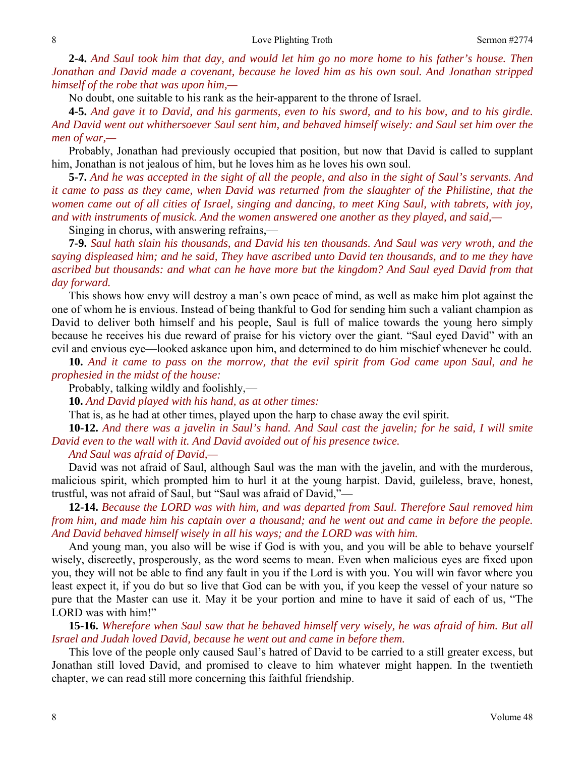**2-4.** *And Saul took him that day, and would let him go no more home to his father's house. Then Jonathan and David made a covenant, because he loved him as his own soul. And Jonathan stripped himself of the robe that was upon him,—*

No doubt, one suitable to his rank as the heir-apparent to the throne of Israel.

**4-5.** *And gave it to David, and his garments, even to his sword, and to his bow, and to his girdle. And David went out whithersoever Saul sent him, and behaved himself wisely: and Saul set him over the men of war,—*

Probably, Jonathan had previously occupied that position, but now that David is called to supplant him, Jonathan is not jealous of him, but he loves him as he loves his own soul.

**5-7.** *And he was accepted in the sight of all the people, and also in the sight of Saul's servants. And it came to pass as they came, when David was returned from the slaughter of the Philistine, that the women came out of all cities of Israel, singing and dancing, to meet King Saul, with tabrets, with joy, and with instruments of musick. And the women answered one another as they played, and said,—*

Singing in chorus, with answering refrains,—

**7-9.** *Saul hath slain his thousands, and David his ten thousands. And Saul was very wroth, and the saying displeased him; and he said, They have ascribed unto David ten thousands, and to me they have ascribed but thousands: and what can he have more but the kingdom? And Saul eyed David from that day forward.*

This shows how envy will destroy a man's own peace of mind, as well as make him plot against the one of whom he is envious. Instead of being thankful to God for sending him such a valiant champion as David to deliver both himself and his people, Saul is full of malice towards the young hero simply because he receives his due reward of praise for his victory over the giant. "Saul eyed David" with an evil and envious eye—looked askance upon him, and determined to do him mischief whenever he could.

**10.** *And it came to pass on the morrow, that the evil spirit from God came upon Saul, and he prophesied in the midst of the house:*

Probably, talking wildly and foolishly,—

**10.** *And David played with his hand, as at other times:*

That is, as he had at other times, played upon the harp to chase away the evil spirit.

**10-12.** *And there was a javelin in Saul's hand. And Saul cast the javelin; for he said, I will smite David even to the wall with it. And David avoided out of his presence twice.*

*And Saul was afraid of David,—*

David was not afraid of Saul, although Saul was the man with the javelin, and with the murderous, malicious spirit, which prompted him to hurl it at the young harpist. David, guileless, brave, honest, trustful, was not afraid of Saul, but "Saul was afraid of David,"—

**12-14.** *Because the LORD was with him, and was departed from Saul. Therefore Saul removed him from him, and made him his captain over a thousand; and he went out and came in before the people. And David behaved himself wisely in all his ways; and the LORD was with him.*

And young man, you also will be wise if God is with you, and you will be able to behave yourself wisely, discreetly, prosperously, as the word seems to mean. Even when malicious eyes are fixed upon you, they will not be able to find any fault in you if the Lord is with you. You will win favor where you least expect it, if you do but so live that God can be with you, if you keep the vessel of your nature so pure that the Master can use it. May it be your portion and mine to have it said of each of us, "The LORD was with him!"

**15-16.** *Wherefore when Saul saw that he behaved himself very wisely, he was afraid of him. But all Israel and Judah loved David, because he went out and came in before them.*

This love of the people only caused Saul's hatred of David to be carried to a still greater excess, but Jonathan still loved David, and promised to cleave to him whatever might happen. In the twentieth chapter, we can read still more concerning this faithful friendship.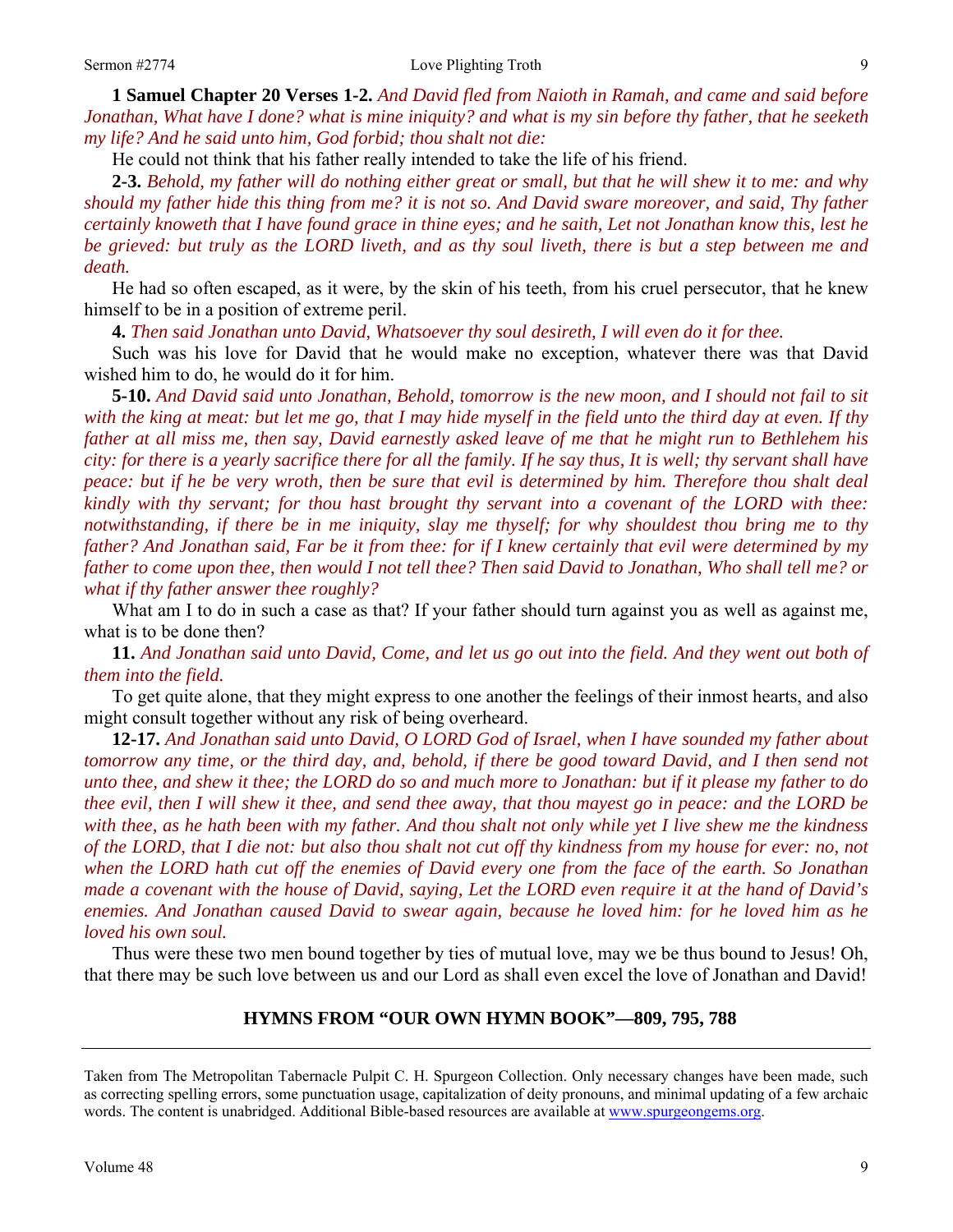**1 Samuel Chapter 20 Verses 1-2.** *And David fled from Naioth in Ramah, and came and said before Jonathan, What have I done? what is mine iniquity? and what is my sin before thy father, that he seeketh my life? And he said unto him, God forbid; thou shalt not die:*

He could not think that his father really intended to take the life of his friend.

**2-3.** *Behold, my father will do nothing either great or small, but that he will shew it to me: and why should my father hide this thing from me? it is not so. And David sware moreover, and said, Thy father certainly knoweth that I have found grace in thine eyes; and he saith, Let not Jonathan know this, lest he be grieved: but truly as the LORD liveth, and as thy soul liveth, there is but a step between me and death.*

He had so often escaped, as it were, by the skin of his teeth, from his cruel persecutor, that he knew himself to be in a position of extreme peril.

**4.** *Then said Jonathan unto David, Whatsoever thy soul desireth, I will even do it for thee.*

Such was his love for David that he would make no exception, whatever there was that David wished him to do, he would do it for him.

**5-10.** *And David said unto Jonathan, Behold, tomorrow is the new moon, and I should not fail to sit with the king at meat: but let me go, that I may hide myself in the field unto the third day at even. If thy father at all miss me, then say, David earnestly asked leave of me that he might run to Bethlehem his city: for there is a yearly sacrifice there for all the family. If he say thus, It is well; thy servant shall have peace: but if he be very wroth, then be sure that evil is determined by him. Therefore thou shalt deal kindly with thy servant; for thou hast brought thy servant into a covenant of the LORD with thee: notwithstanding, if there be in me iniquity, slay me thyself; for why shouldest thou bring me to thy father? And Jonathan said, Far be it from thee: for if I knew certainly that evil were determined by my father to come upon thee, then would I not tell thee? Then said David to Jonathan, Who shall tell me? or what if thy father answer thee roughly?*

What am I to do in such a case as that? If your father should turn against you as well as against me, what is to be done then?

**11.** *And Jonathan said unto David, Come, and let us go out into the field. And they went out both of them into the field.*

To get quite alone, that they might express to one another the feelings of their inmost hearts, and also might consult together without any risk of being overheard.

**12-17.** *And Jonathan said unto David, O LORD God of Israel, when I have sounded my father about tomorrow any time, or the third day, and, behold, if there be good toward David, and I then send not unto thee, and shew it thee; the LORD do so and much more to Jonathan: but if it please my father to do thee evil, then I will shew it thee, and send thee away, that thou mayest go in peace: and the LORD be with thee, as he hath been with my father. And thou shalt not only while yet I live shew me the kindness of the LORD, that I die not: but also thou shalt not cut off thy kindness from my house for ever: no, not when the LORD hath cut off the enemies of David every one from the face of the earth. So Jonathan made a covenant with the house of David, saying, Let the LORD even require it at the hand of David's enemies. And Jonathan caused David to swear again, because he loved him: for he loved him as he loved his own soul.*

Thus were these two men bound together by ties of mutual love, may we be thus bound to Jesus! Oh, that there may be such love between us and our Lord as shall even excel the love of Jonathan and David!

### HYMNS FROM "OUR OWN HYMN BOOK"—809, 795, 788

---

Taken from The Metropolitan Tabernacle Pulpit C. H. Spurgeon Collection. Only necessary changes have been made, such as correcting spelling errors, some punctuation usage, capitalization of deity pronouns, and minimal updating of a few archaic words. The content is unabridged. Additional Bible-based resources are available at www.spurgeongems.org.